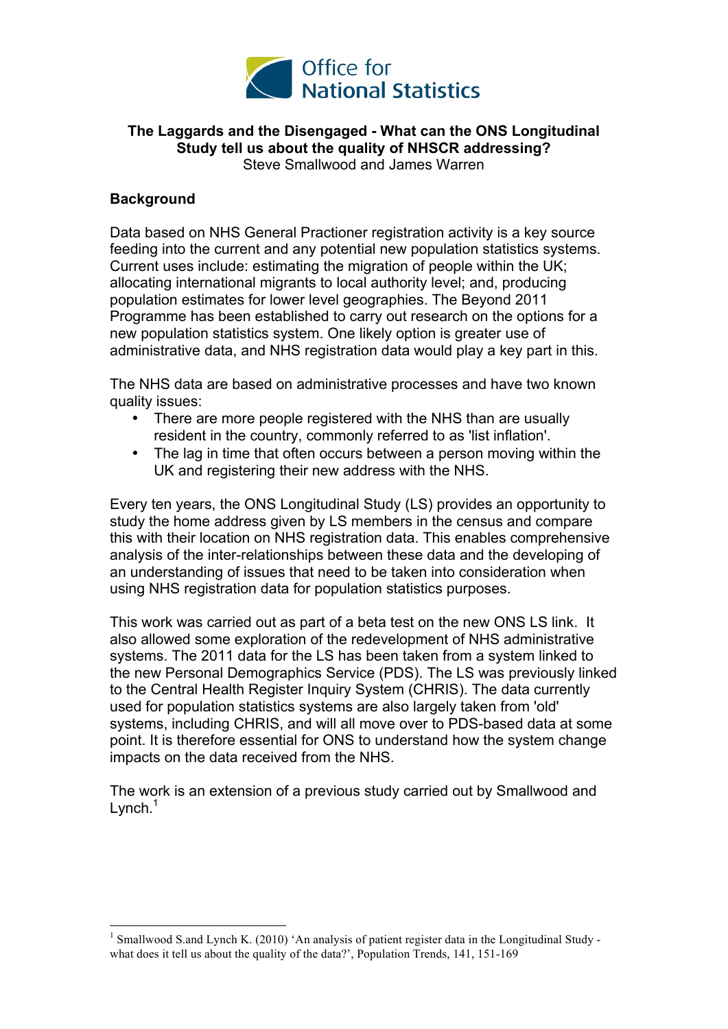Office for National Statistics

**The Laggards and the Disengaged - What can the ONS Longitudinal Study tell us about the quality of NHSCR addressing?**

Steve Smallwood and James Warren

## Background

Data based on NHS General Practioner registration activity is a key source feeding into the current and any potential new population statistics systems. Current uses include: estimating the migration of people within the UK; allocating international migrants to local authority level; and, producing population estimates for lower level geographies. The Beyond 2011 Programme has been established to carry out research on the options for a new population statistics system. One likely option is greater use of administrative data, and NHS registration data would play a key part in this.

The NHS data are based on administrative processes and have two known quality issues:

- There are more people registered with the NHS than are usually resident in the country, commonly referred to as 'list inflation'.
- The lag in time that often occurs between a person moving within the UK and registering their new address with the NHS.

Every ten years, the ONS Longitudinal Study (LS) provides an opportunity to study the home address given by LS members in the census and compare this with their location on NHS registration data. This enables comprehensive analysis of the inter-relationships between these data and the developing of an understanding of issues that need to be taken into consideration when using NHS registration data for population statistics purposes.

This work was carried out as part of a beta test on the new ONS LS link. It also allowed some exploration of the redevelopment of NHS administrative systems. The 2011 data for the LS has been taken from a system linked to the new Personal Demographics Service (PDS). The LS was previously linked to the Central Health Register Inquiry System (CHRIS). The data currently used for population statistics systems are also largely taken from 'old' systems, including CHRIS, and will all move over to PDS-based data at some point. It is therefore essential for ONS to understand how the system change impacts on the data received from the NHS.

The work is an extension of a previous study carried out by Smallwood and Lynch.[1]

[1] Smallwood S.and Lynch K. (2010) 'An analysis of patient register data in the Longitudinal Study - what does it tell us about the quality of the data?', Population Trends, 141, 151-169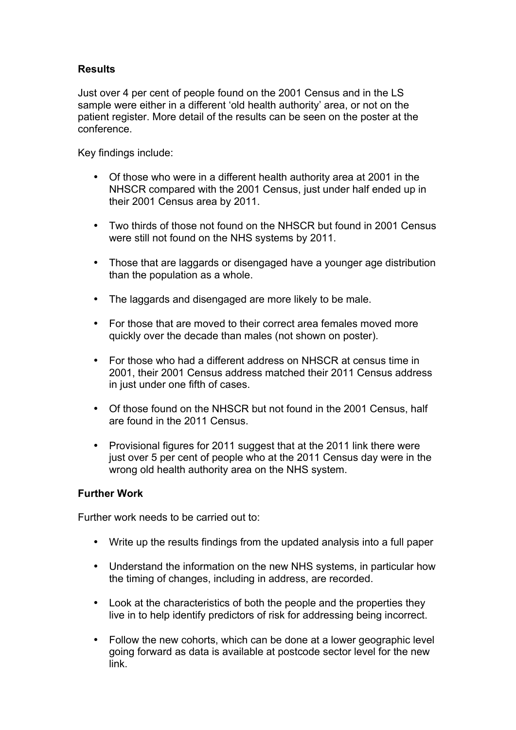**Results**

Just over 4 per cent of people found on the 2001 Census and in the LS sample were either in a different 'old health authority' area, or not on the patient register. More detail of the results can be seen on the poster at the conference.

Key findings include:

- Of those who were in a different health authority area at 2001 in the NHSCR compared with the 2001 Census, just under half ended up in their 2001 Census area by 2011.
- Two thirds of those not found on the NHSCR but found in 2001 Census were still not found on the NHS systems by 2011.
- Those that are laggards or disengaged have a younger age distribution than the population as a whole.
- The laggards and disengaged are more likely to be male.
- For those that are moved to their correct area females moved more quickly over the decade than males (not shown on poster).
- For those who had a different address on NHSCR at census time in 2001, their 2001 Census address matched their 2011 Census address in just under one fifth of cases.
- Of those found on the NHSCR but not found in the 2001 Census, half are found in the 2011 Census.
- Provisional figures for 2011 suggest that at the 2011 link there were just over 5 per cent of people who at the 2011 Census day were in the wrong old health authority area on the NHS system.

**Further Work**

Further work needs to be carried out to:

- Write up the results findings from the updated analysis into a full paper
- Understand the information on the new NHS systems, in particular how the timing of changes, including in address, are recorded.
- Look at the characteristics of both the people and the properties they live in to help identify predictors of risk for addressing being incorrect.
- Follow the new cohorts, which can be done at a lower geographic level going forward as data is available at postcode sector level for the new link.